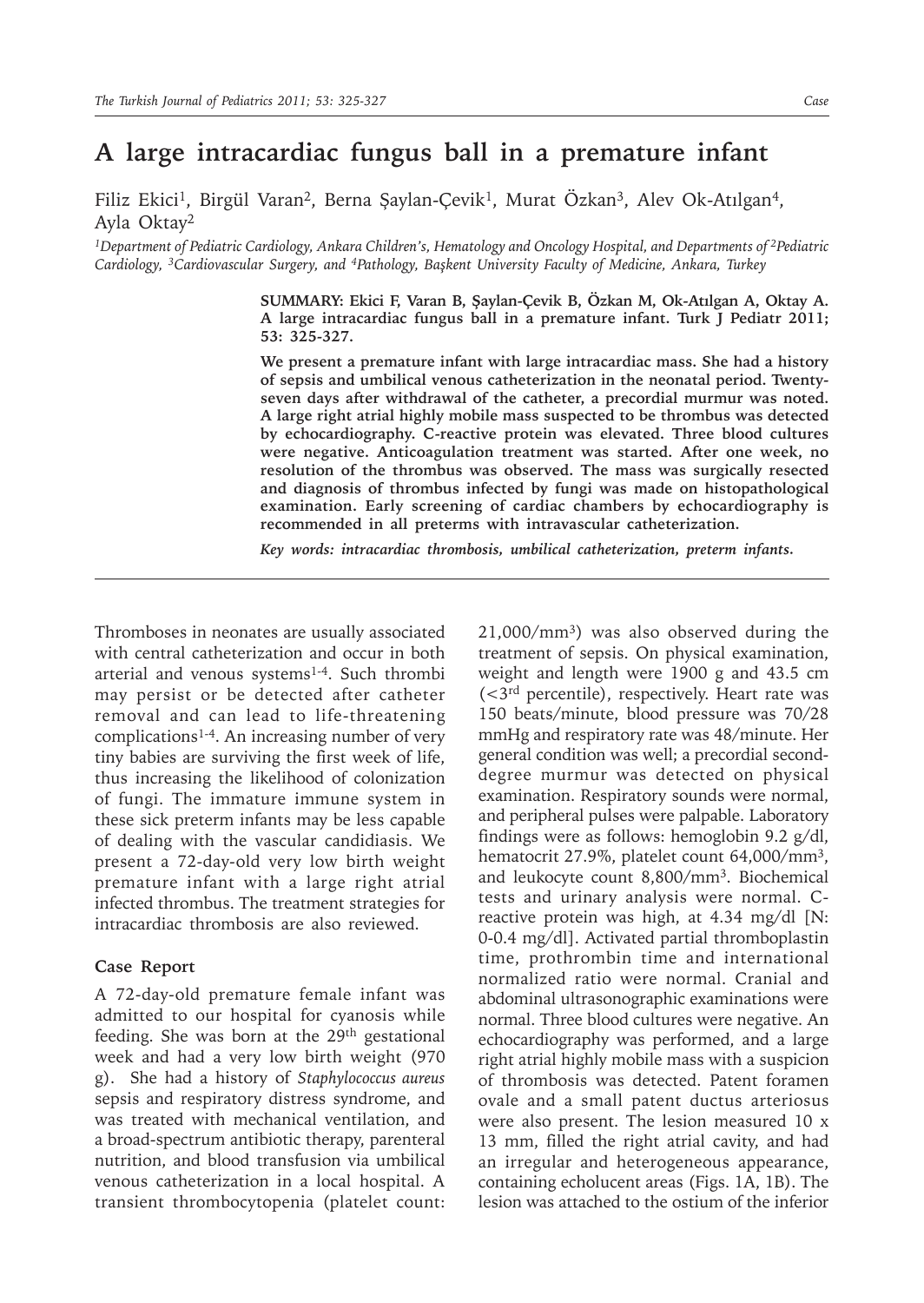# A large intracardiac fungus ball in a premature infant

Filiz Ekici[1], Birgül Varan[2], Berna Şaylan-Çevik[1], Murat Özkan[3], Alev Ok-Atılgan[4], Ayla Oktay[2]

*[1]Department of Pediatric Cardiology, Ankara Children's, Hematology and Oncology Hospital, and Departments of [2]Pediatric Cardiology, [3]Cardiovascular Surgery, and [4]Pathology, Başkent University Faculty of Medicine, Ankara, Turkey*

**SUMMARY: Ekici F, Varan B, Şaylan-Çevik B, Özkan M, Ok-Atılgan A, Oktay A. A large intracardiac fungus ball in a premature infant. Turk J Pediatr 2011; 53: 325-327.**

**We present a premature infant with large intracardiac mass. She had a history of sepsis and umbilical venous catheterization in the neonatal period. Twenty-seven days after withdrawal of the catheter, a precordial murmur was noted. A large right atrial highly mobile mass suspected to be thrombus was detected by echocardiography. C-reactive protein was elevated. Three blood cultures were negative. Anticoagulation treatment was started. After one week, no resolution of the thrombus was observed. The mass was surgically resected and diagnosis of thrombus infected by fungi was made on histopathological examination. Early screening of cardiac chambers by echocardiography is recommended in all preterms with intravascular catheterization.**

*Key words: intracardiac thrombosis, umbilical catheterization, preterm infants.*

---

Thromboses in neonates are usually associated with central catheterization and occur in both arterial and venous systems[1-4]. Such thrombi may persist or be detected after catheter removal and can lead to life-threatening complications[1-4]. An increasing number of very tiny babies are surviving the first week of life, thus increasing the likelihood of colonization of fungi. The immature immune system in these sick preterm infants may be less capable of dealing with the vascular candidiasis. We present a 72-day-old very low birth weight premature infant with a large right atrial infected thrombus. The treatment strategies for intracardiac thrombosis are also reviewed.

## Case Report

A 72-day-old premature female infant was admitted to our hospital for cyanosis while feeding. She was born at the 29th gestational week and had a very low birth weight (970 g). She had a history of *Staphylococcus aureus* sepsis and respiratory distress syndrome, and was treated with mechanical ventilation, and a broad-spectrum antibiotic therapy, parenteral nutrition, and blood transfusion via umbilical venous catheterization in a local hospital. A transient thrombocytopenia (platelet count: 21,000/mm$^3$) was also observed during the treatment of sepsis. On physical examination, weight and length were 1900 g and 43.5 cm (<3rd percentile), respectively. Heart rate was 150 beats/minute, blood pressure was 70/28 mmHg and respiratory rate was 48/minute. Her general condition was well; a precordial second-degree murmur was detected on physical examination. Respiratory sounds were normal, and peripheral pulses were palpable. Laboratory findings were as follows: hemoglobin 9.2 g/dl, hematocrit 27.9%, platelet count 64,000/mm$^3$, and leukocyte count 8,800/mm$^3$. Biochemical tests and urinary analysis were normal. C-reactive protein was high, at 4.34 mg/dl [N: 0-0.4 mg/dl]. Activated partial thromboplastin time, prothrombin time and international normalized ratio were normal. Cranial and abdominal ultrasonographic examinations were normal. Three blood cultures were negative. An echocardiography was performed, and a large right atrial highly mobile mass with a suspicion of thrombosis was detected. Patent foramen ovale and a small patent ductus arteriosus were also present. The lesion measured 10 x 13 mm, filled the right atrial cavity, and had an irregular and heterogeneous appearance, containing echolucent areas (Figs. 1A, 1B). The lesion was attached to the ostium of the inferior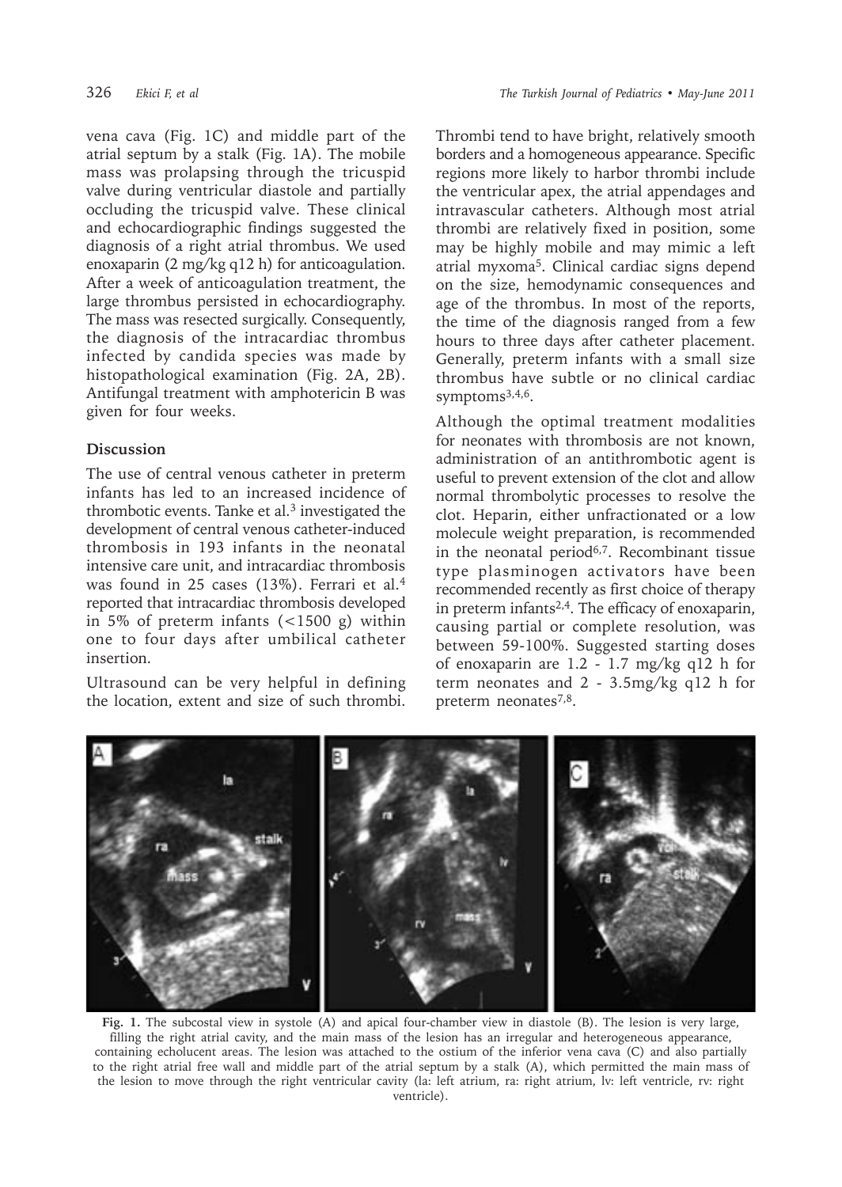vena cava (Fig. 1C) and middle part of the atrial septum by a stalk (Fig. 1A). The mobile mass was prolapsing through the tricuspid valve during ventricular diastole and partially occluding the tricuspid valve. These clinical and echocardiographic findings suggested the diagnosis of a right atrial thrombus. We used enoxaparin (2 mg/kg q12 h) for anticoagulation. After a week of anticoagulation treatment, the large thrombus persisted in echocardiography. The mass was resected surgically. Consequently, the diagnosis of the intracardiac thrombus infected by candida species was made by histopathological examination (Fig. 2A, 2B). Antifungal treatment with amphotericin B was given for four weeks.

## Discussion

The use of central venous catheter in preterm infants has led to an increased incidence of thrombotic events. Tanke et al.[3] investigated the development of central venous catheter-induced thrombosis in 193 infants in the neonatal intensive care unit, and intracardiac thrombosis was found in 25 cases (13%). Ferrari et al.[4] reported that intracardiac thrombosis developed in 5% of preterm infants (<1500 g) within one to four days after umbilical catheter insertion.

Ultrasound can be very helpful in defining the location, extent and size of such thrombi. Thrombi tend to have bright, relatively smooth borders and a homogeneous appearance. Specific regions more likely to harbor thrombi include the ventricular apex, the atrial appendages and intravascular catheters. Although most atrial thrombi are relatively fixed in position, some may be highly mobile and may mimic a left atrial myxoma[5]. Clinical cardiac signs depend on the size, hemodynamic consequences and age of the thrombus. In most of the reports, the time of the diagnosis ranged from a few hours to three days after catheter placement. Generally, preterm infants with a small size thrombus have subtle or no clinical cardiac symptoms[3,4,6].

Although the optimal treatment modalities for neonates with thrombosis are not known, administration of an antithrombotic agent is useful to prevent extension of the clot and allow normal thrombolytic processes to resolve the clot. Heparin, either unfractionated or a low molecule weight preparation, is recommended in the neonatal period[6,7]. Recombinant tissue type plasminogen activators have been recommended recently as first choice of therapy in preterm infants[2,4]. The efficacy of enoxaparin, causing partial or complete resolution, was between 59-100%. Suggested starting doses of enoxaparin are 1.2 - 1.7 mg/kg q12 h for term neonates and 2 - 3.5mg/kg q12 h for preterm neonates[7,8].

**Fig. 1.** The subcostal view in systole (A) and apical four-chamber view in diastole (B). The lesion is very large, filling the right atrial cavity, and the main mass of the lesion has an irregular and heterogeneous appearance, containing echolucent areas. The lesion was attached to the ostium of the inferior vena cava (C) and also partially to the right atrial free wall and middle part of the atrial septum by a stalk (A), which permitted the main mass of the lesion to move through the right ventricular cavity (la: left atrium, ra: right atrium, lv: left ventricle, rv: right ventricle).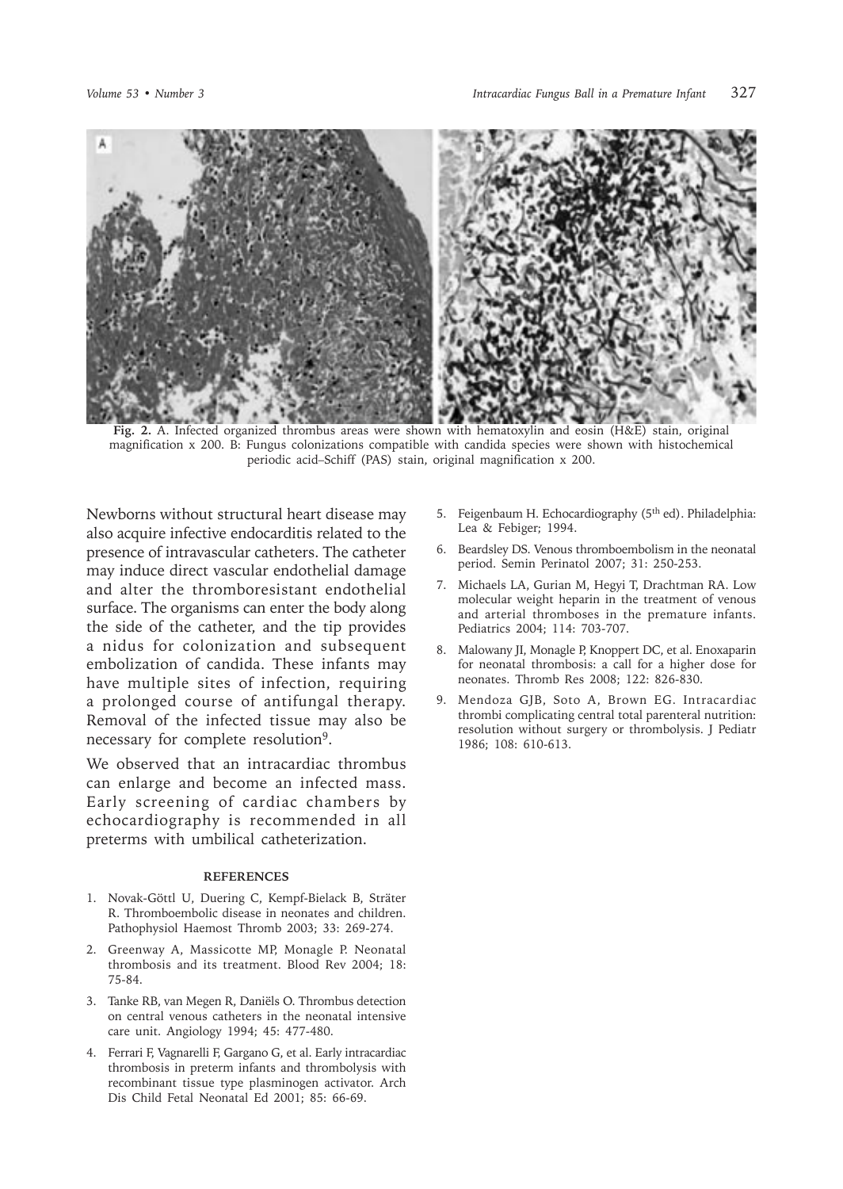Fig. 2. A. Infected organized thrombus areas were shown with hematoxylin and eosin (H&E) stain, original magnification x 200. B: Fungus colonizations compatible with candida species were shown with histochemical periodic acid–Schiff (PAS) stain, original magnification x 200.

Newborns without structural heart disease may also acquire infective endocarditis related to the presence of intravascular catheters. The catheter may induce direct vascular endothelial damage and alter the thromboresistant endothelial surface. The organisms can enter the body along the side of the catheter, and the tip provides a nidus for colonization and subsequent embolization of candida. These infants may have multiple sites of infection, requiring a prolonged course of antifungal therapy. Removal of the infected tissue may also be necessary for complete resolution[9].

We observed that an intracardiac thrombus can enlarge and become an infected mass. Early screening of cardiac chambers by echocardiography is recommended in all preterms with umbilical catheterization.

#### REFERENCES

1. Novak-Göttl U, Duering C, Kempf-Bielack B, Sträter R. Thromboembolic disease in neonates and children. Pathophysiol Haemost Thromb 2003; 33: 269-274.
2. Greenway A, Massicotte MP, Monagle P. Neonatal thrombosis and its treatment. Blood Rev 2004; 18: 75-84.
3. Tanke RB, van Megen R, Daniëls O. Thrombus detection on central venous catheters in the neonatal intensive care unit. Angiology 1994; 45: 477-480.
4. Ferrari F, Vagnarelli F, Gargano G, et al. Early intracardiac thrombosis in preterm infants and thrombolysis with recombinant tissue type plasminogen activator. Arch Dis Child Fetal Neonatal Ed 2001; 85: 66-69.
5. Feigenbaum H. Echocardiography (5th ed). Philadelphia: Lea & Febiger; 1994.
6. Beardsley DS. Venous thromboembolism in the neonatal period. Semin Perinatol 2007; 31: 250-253.
7. Michaels LA, Gurian M, Hegyi T, Drachtman RA. Low molecular weight heparin in the treatment of venous and arterial thromboses in the premature infants. Pediatrics 2004; 114: 703-707.
8. Malowany JI, Monagle P, Knoppert DC, et al. Enoxaparin for neonatal thrombosis: a call for a higher dose for neonates. Thromb Res 2008; 122: 826-830.
9. Mendoza GJB, Soto A, Brown EG. Intracardiac thrombi complicating central total parenteral nutrition: resolution without surgery or thrombolysis. J Pediatr 1986; 108: 610-613.